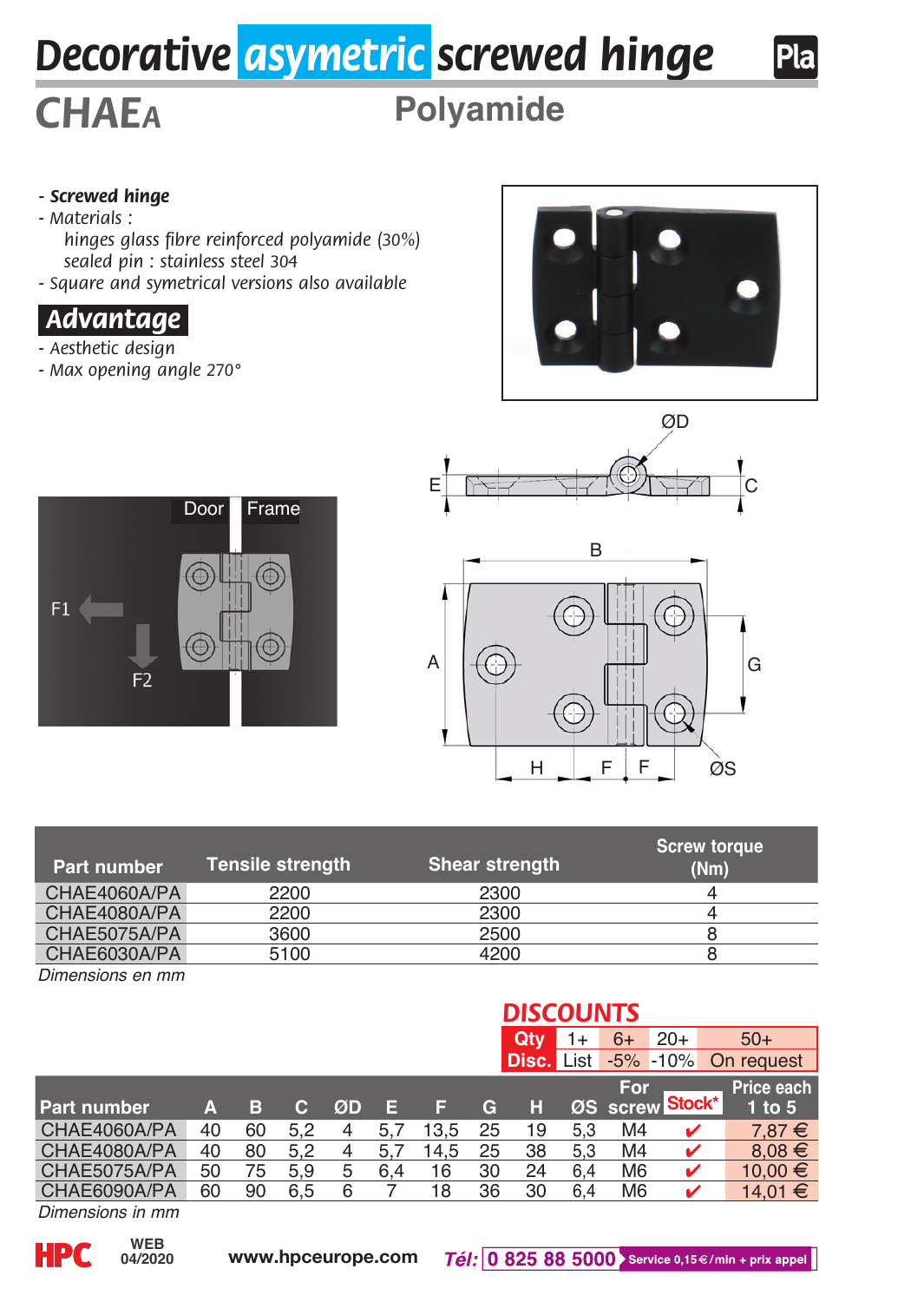# Decorative asymetric screwed hinge

Pla

## CHAEA

Polyamide

- ***Screwed hinge***
- *Materials :*
  *hinges glass fibre reinforced polyamide (30%)*
  *sealed pin : stainless steel 304*
- *Square and symetrical versions also available*

### Advantage

- *Aesthetic design*
- *Max opening angle 270°*

Door | Frame | F1 | F2

ØD | E | C | B | A | G | H | F | F | ØS

| Part number | Tensile strength | Shear strength | Screw torque (Nm) |
|---|---|---|---|
| CHAE4060A/PA | 2200 | 2300 | 4 |
| CHAE4080A/PA | 2200 | 2300 | 4 |
| CHAE5075A/PA | 3600 | 2500 | 8 |
| CHAE6030A/PA | 5100 | 4200 | 8 |

*Dimensions en mm*

## DISCOUNTS

| Qty | 1+ | 6+ | 20+ | 50+ |
|---|---|---|---|---|
| Disc. | List | -5% | -10% | On request |

| Part number | A | B | C | ØD | E | F | G | H | ØS | For screw | Stock* | Price each 1 to 5 |
|---|---|---|---|---|---|---|---|---|---|---|---|---|
| CHAE4060A/PA | 40 | 60 | 5,2 | 4 | 5,7 | 13,5 | 25 | 19 | 5,3 | M4 | ✔ | 7,87 € |
| CHAE4080A/PA | 40 | 80 | 5,2 | 4 | 5,7 | 14,5 | 25 | 38 | 5,3 | M4 | ✔ | 8,08 € |
| CHAE5075A/PA | 50 | 75 | 5,9 | 5 | 6,4 | 16 | 30 | 24 | 6,4 | M6 | ✔ | 10,00 € |
| CHAE6090A/PA | 60 | 90 | 6,5 | 6 | 7 | 18 | 36 | 30 | 6,4 | M6 | ✔ | 14,01 € |

*Dimensions in mm*

HPC WEB 04/2020 www.hpceurope.com *Tél:* 0 825 88 5000 Service 0,15 €/min + prix appel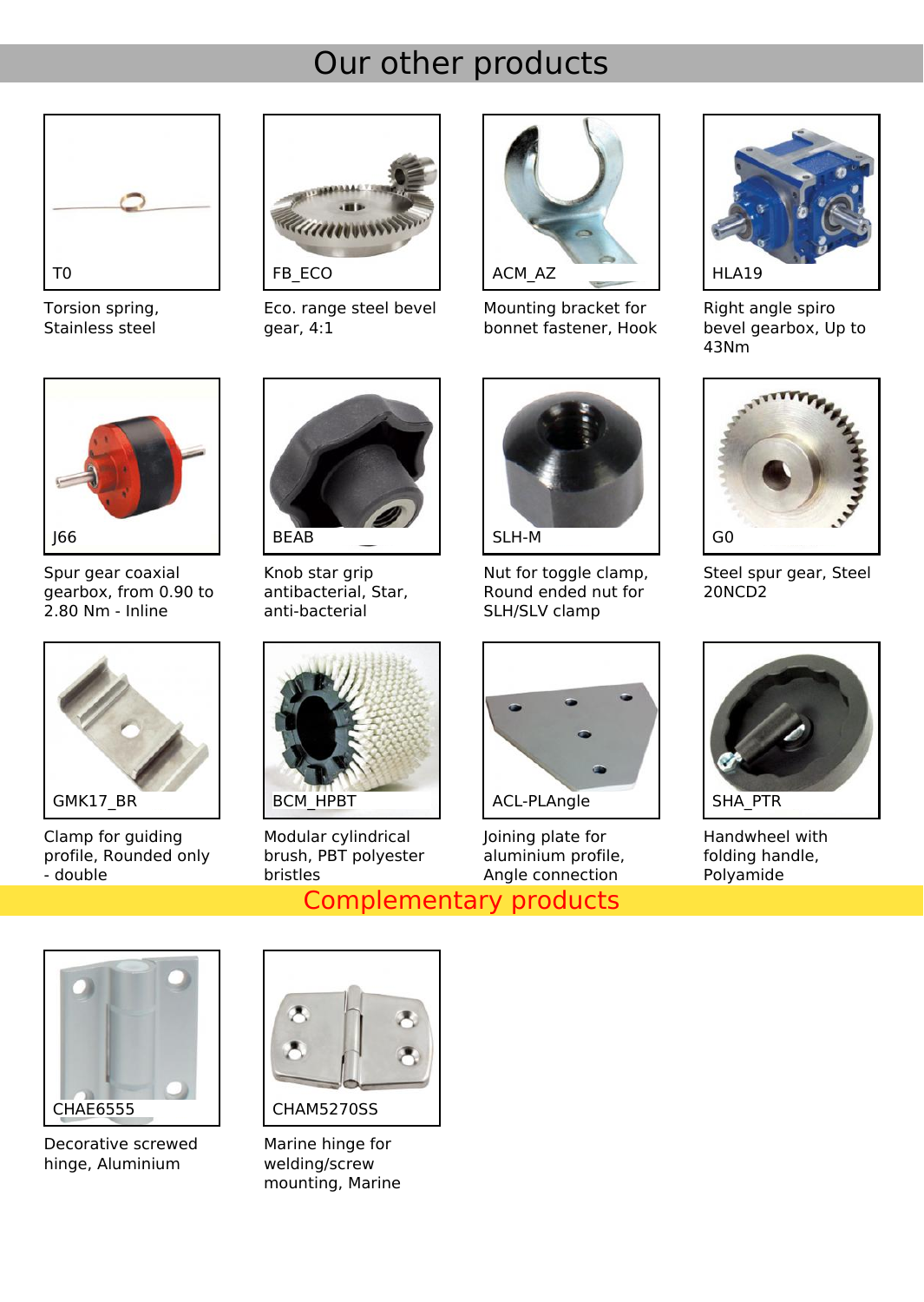# Our other products

T0

Torsion spring, Stainless steel

FB_ECO

Eco. range steel bevel gear, 4:1

ACM_AZ

Mounting bracket for bonnet fastener, Hook

HLA19

Right angle spiro bevel gearbox, Up to 43Nm

J66

Spur gear coaxial gearbox, from 0.90 to 2.80 Nm - Inline

BEAB

Knob star grip antibacterial, Star, anti-bacterial

SLH-M

Nut for toggle clamp, Round ended nut for SLH/SLV clamp

G0

Steel spur gear, Steel 20NCD2

GMK17_BR

Clamp for guiding profile, Rounded only - double

BCM_HPBT

Modular cylindrical brush, PBT polyester bristles

ACL-PLAngle

Joining plate for aluminium profile, Angle connection

SHA_PTR

Handwheel with folding handle, Polyamide

# Complementary products

CHAE6555

Decorative screwed hinge, Aluminium

CHAM5270SS

Marine hinge for welding/screw mounting, Marine